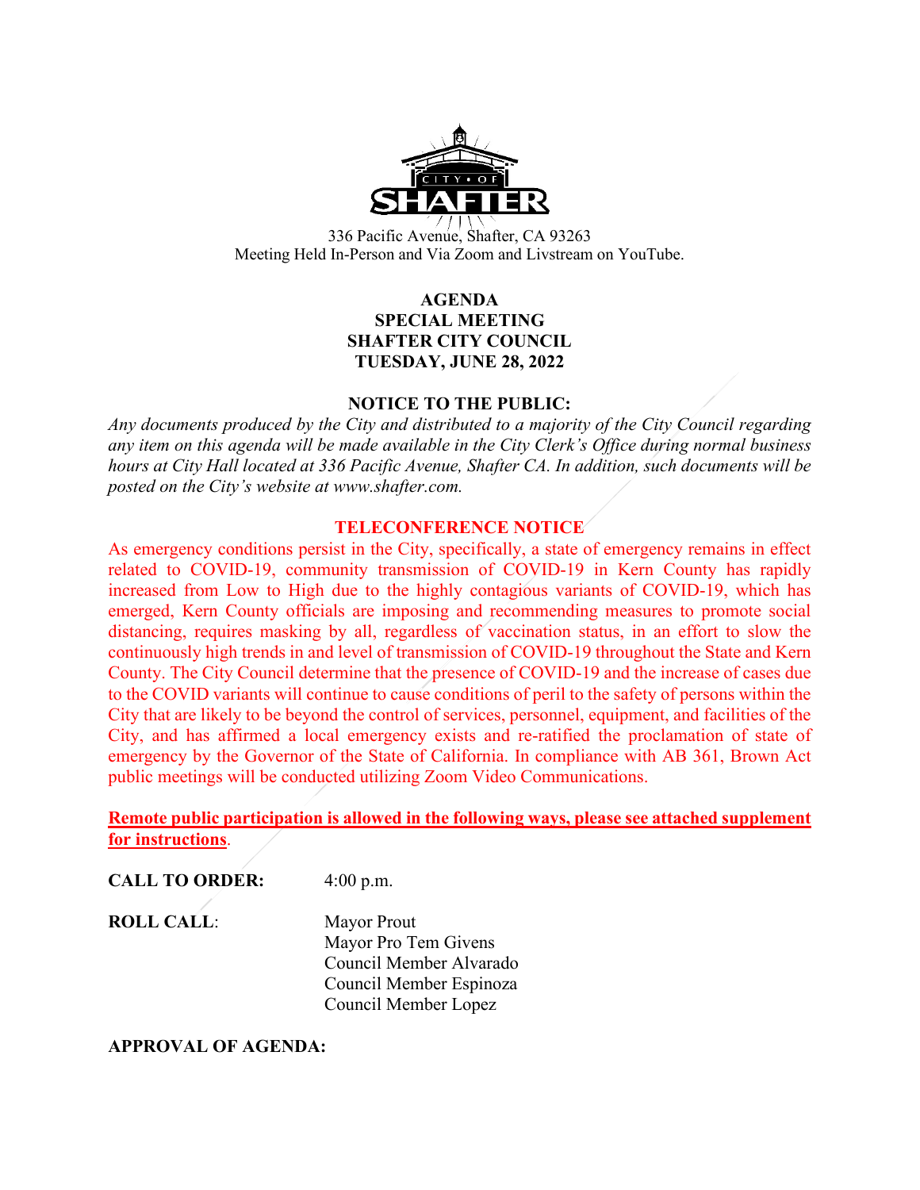336 Pacific Avenue, Shafter, CA 93263
Meeting Held In-Person and Via Zoom and Livstream on YouTube.

**AGENDA**
**SPECIAL MEETING**
**SHAFTER CITY COUNCIL**
**TUESDAY, JUNE 28, 2022**

**NOTICE TO THE PUBLIC:**

*Any documents produced by the City and distributed to a majority of the City Council regarding any item on this agenda will be made available in the City Clerk's Office during normal business hours at City Hall located at 336 Pacific Avenue, Shafter CA. In addition, such documents will be posted on the City's website at www.shafter.com.*

**TELECONFERENCE NOTICE**

As emergency conditions persist in the City, specifically, a state of emergency remains in effect related to COVID-19, community transmission of COVID-19 in Kern County has rapidly increased from Low to High due to the highly contagious variants of COVID-19, which has emerged, Kern County officials are imposing and recommending measures to promote social distancing, requires masking by all, regardless of vaccination status, in an effort to slow the continuously high trends in and level of transmission of COVID-19 throughout the State and Kern County. The City Council determine that the presence of COVID-19 and the increase of cases due to the COVID variants will continue to cause conditions of peril to the safety of persons within the City that are likely to be beyond the control of services, personnel, equipment, and facilities of the City, and has affirmed a local emergency exists and re-ratified the proclamation of state of emergency by the Governor of the State of California. In compliance with AB 361, Brown Act public meetings will be conducted utilizing Zoom Video Communications.

**Remote public participation is allowed in the following ways, please see attached supplement for instructions**.

**CALL TO ORDER:** 4:00 p.m.

**ROLL CALL**:
Mayor Prout
Mayor Pro Tem Givens
Council Member Alvarado
Council Member Espinoza
Council Member Lopez

**APPROVAL OF AGENDA:**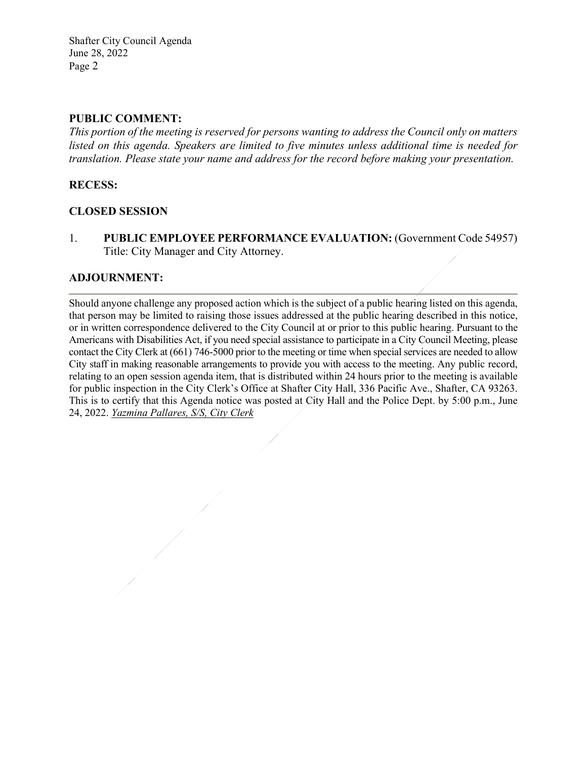## PUBLIC COMMENT:

*This portion of the meeting is reserved for persons wanting to address the Council only on matters listed on this agenda. Speakers are limited to five minutes unless additional time is needed for translation. Please state your name and address for the record before making your presentation.*

## RECESS:

## CLOSED SESSION

1. **PUBLIC EMPLOYEE PERFORMANCE EVALUATION:** (Government Code 54957) Title: City Manager and City Attorney.

## ADJOURNMENT:

---

Should anyone challenge any proposed action which is the subject of a public hearing listed on this agenda, that person may be limited to raising those issues addressed at the public hearing described in this notice, or in written correspondence delivered to the City Council at or prior to this public hearing. Pursuant to the Americans with Disabilities Act, if you need special assistance to participate in a City Council Meeting, please contact the City Clerk at (661) 746-5000 prior to the meeting or time when special services are needed to allow City staff in making reasonable arrangements to provide you with access to the meeting. Any public record, relating to an open session agenda item, that is distributed within 24 hours prior to the meeting is available for public inspection in the City Clerk's Office at Shafter City Hall, 336 Pacific Ave., Shafter, CA 93263. This is to certify that this Agenda notice was posted at City Hall and the Police Dept. by 5:00 p.m., June 24, 2022. *Yazmina Pallares, S/S, City Clerk*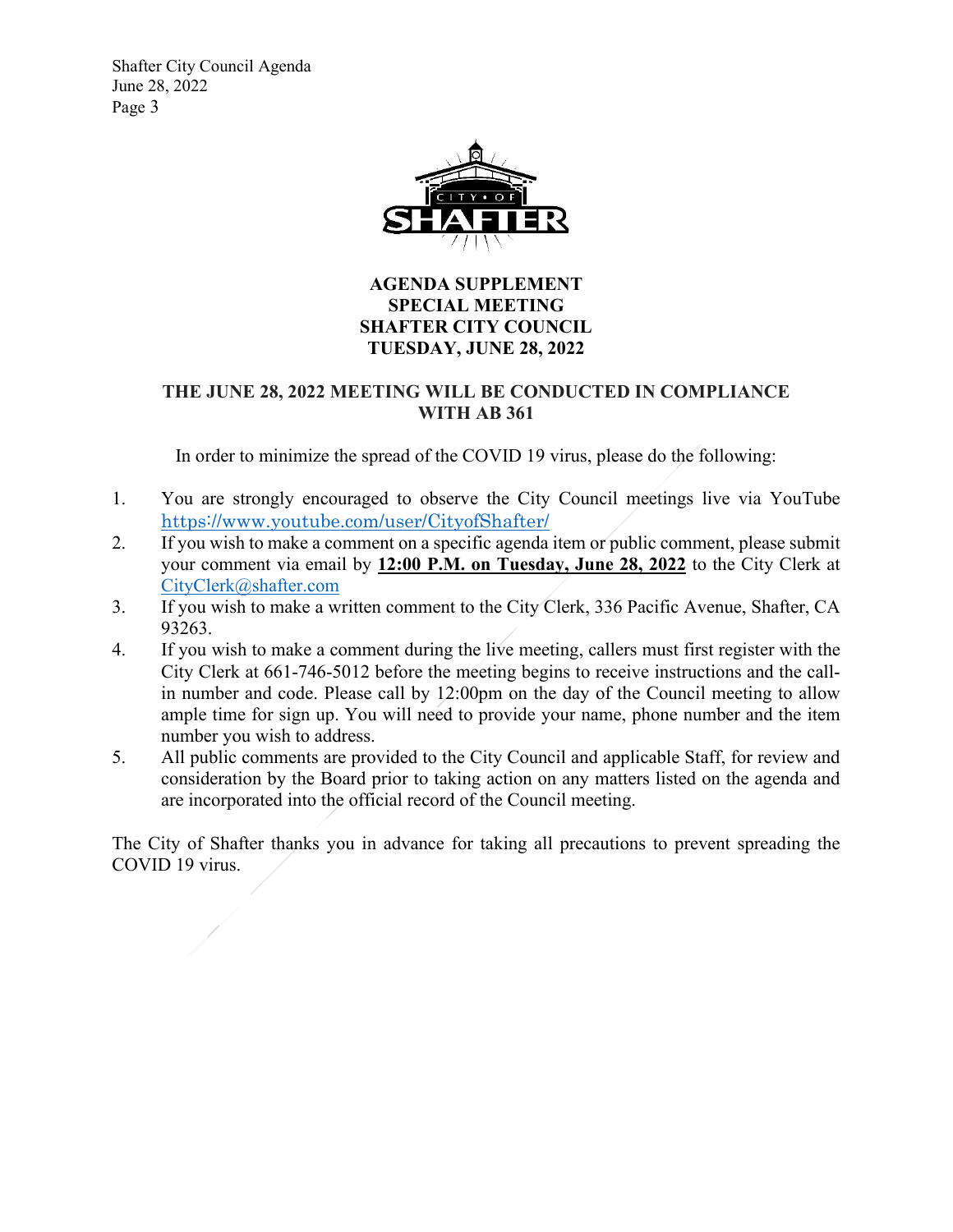**AGENDA SUPPLEMENT**
**SPECIAL MEETING**
**SHAFTER CITY COUNCIL**
**TUESDAY, JUNE 28, 2022**

**THE JUNE 28, 2022 MEETING WILL BE CONDUCTED IN COMPLIANCE WITH AB 361**

In order to minimize the spread of the COVID 19 virus, please do the following:

1. You are strongly encouraged to observe the City Council meetings live via YouTube https://www.youtube.com/user/CityofShafter/
2. If you wish to make a comment on a specific agenda item or public comment, please submit your comment via email by **12:00 P.M. on Tuesday, June 28, 2022** to the City Clerk at CityClerk@shafter.com
3. If you wish to make a written comment to the City Clerk, 336 Pacific Avenue, Shafter, CA 93263.
4. If you wish to make a comment during the live meeting, callers must first register with the City Clerk at 661-746-5012 before the meeting begins to receive instructions and the call-in number and code. Please call by 12:00pm on the day of the Council meeting to allow ample time for sign up. You will need to provide your name, phone number and the item number you wish to address.
5. All public comments are provided to the City Council and applicable Staff, for review and consideration by the Board prior to taking action on any matters listed on the agenda and are incorporated into the official record of the Council meeting.

The City of Shafter thanks you in advance for taking all precautions to prevent spreading the COVID 19 virus.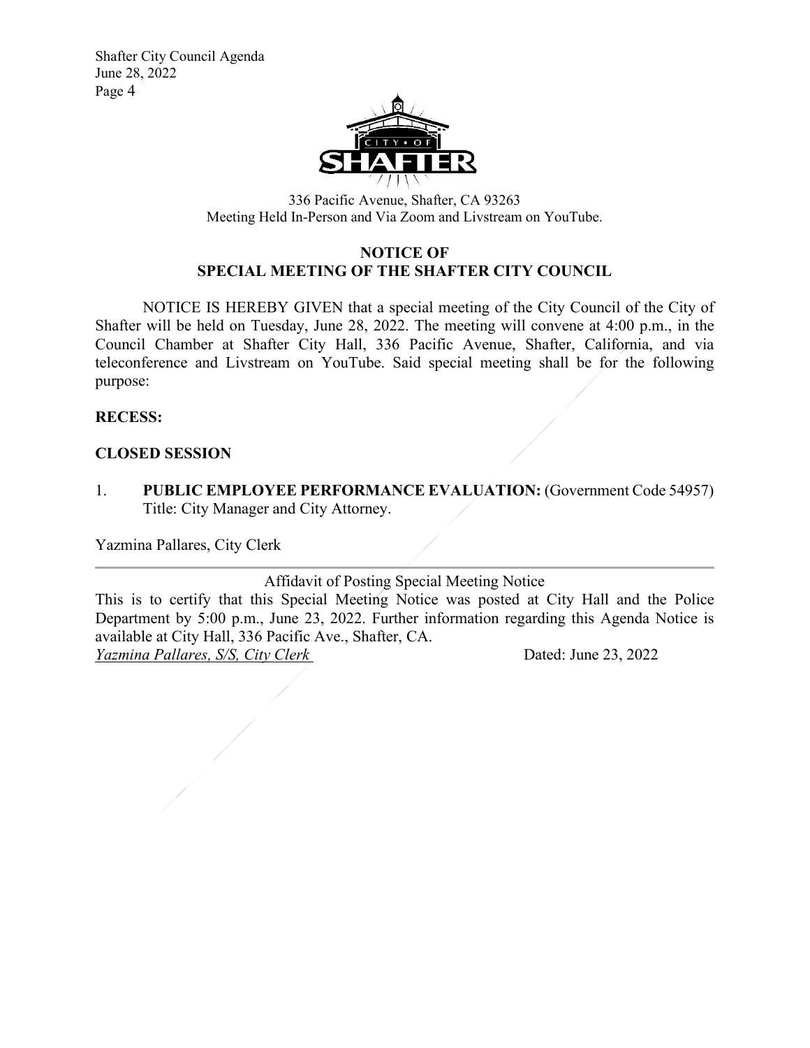336 Pacific Avenue, Shafter, CA 93263
Meeting Held In-Person and Via Zoom and Livstream on YouTube.

## NOTICE OF
## SPECIAL MEETING OF THE SHAFTER CITY COUNCIL

NOTICE IS HEREBY GIVEN that a special meeting of the City Council of the City of Shafter will be held on Tuesday, June 28, 2022. The meeting will convene at 4:00 p.m., in the Council Chamber at Shafter City Hall, 336 Pacific Avenue, Shafter, California, and via teleconference and Livstream on YouTube. Said special meeting shall be for the following purpose:

**RECESS:**

**CLOSED SESSION**

1. **PUBLIC EMPLOYEE PERFORMANCE EVALUATION:** (Government Code 54957)
   Title: City Manager and City Attorney.

Yazmina Pallares, City Clerk

---

Affidavit of Posting Special Meeting Notice

This is to certify that this Special Meeting Notice was posted at City Hall and the Police Department by 5:00 p.m., June 23, 2022. Further information regarding this Agenda Notice is available at City Hall, 336 Pacific Ave., Shafter, CA.

*Yazmina Pallares, S/S, City Clerk* Dated: June 23, 2022